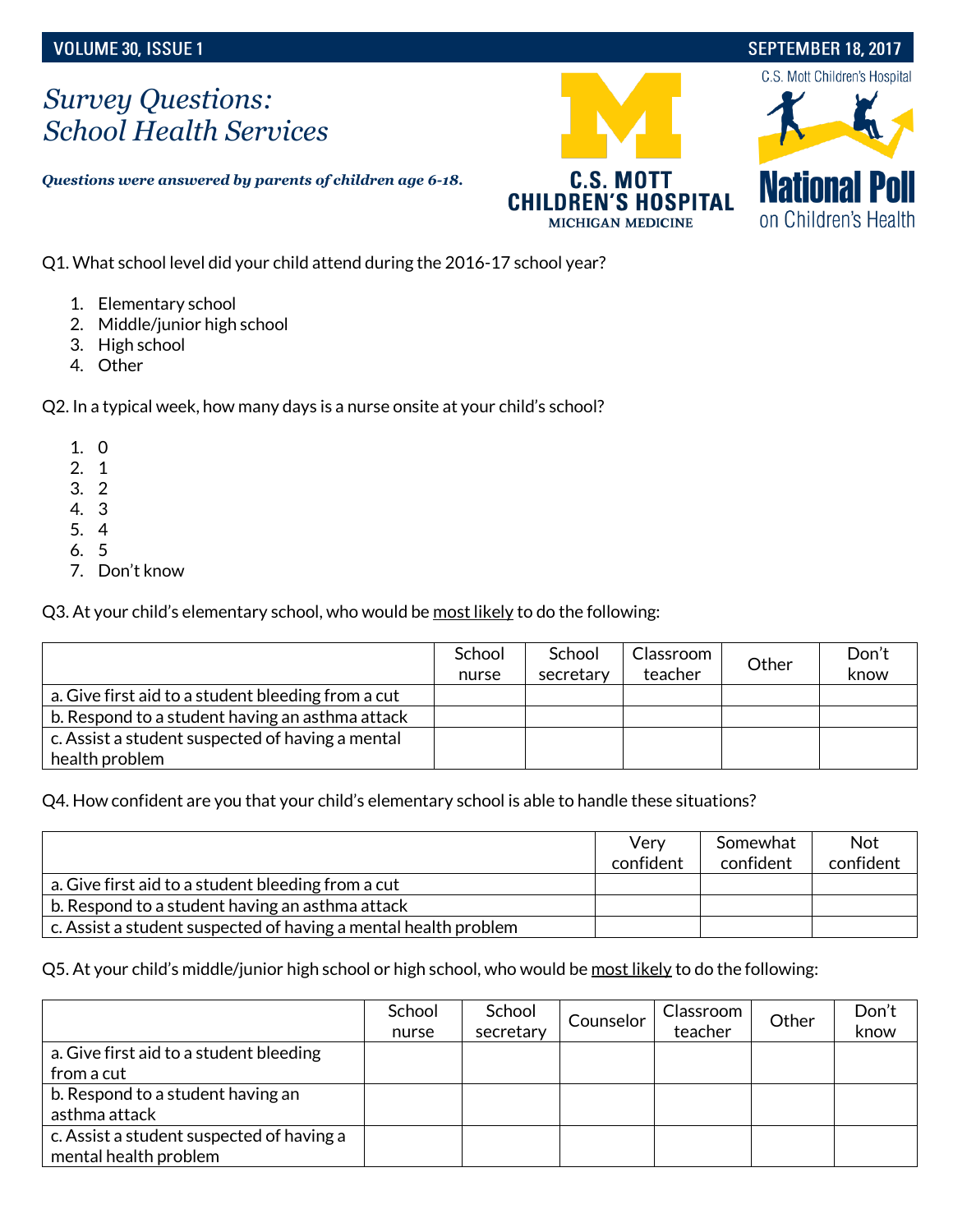# Survey Questions: School Health Services

***Questions were answered by parents of children age 6-18.***

Q1. What school level did your child attend during the 2016-17 school year?

1. Elementary school
2. Middle/junior high school
3. High school
4. Other

Q2. In a typical week, how many days is a nurse onsite at your child's school?

1. 0
2. 1
3. 2
4. 3
5. 4
6. 5
7. Don't know

Q3. At your child's elementary school, who would be <u>most likely</u> to do the following:

| | School nurse | School secretary | Classroom teacher | Other | Don't know |
|---|---|---|---|---|---|
| a. Give first aid to a student bleeding from a cut | | | | | |
| b. Respond to a student having an asthma attack | | | | | |
| c. Assist a student suspected of having a mental health problem | | | | | |

Q4. How confident are you that your child's elementary school is able to handle these situations?

| | Very confident | Somewhat confident | Not confident |
|---|---|---|---|
| a. Give first aid to a student bleeding from a cut | | | |
| b. Respond to a student having an asthma attack | | | |
| c. Assist a student suspected of having a mental health problem | | | |

Q5. At your child's middle/junior high school or high school, who would be <u>most likely</u> to do the following:

| | School nurse | School secretary | Counselor | Classroom teacher | Other | Don't know |
|---|---|---|---|---|---|---|
| a. Give first aid to a student bleeding from a cut | | | | | | |
| b. Respond to a student having an asthma attack | | | | | | |
| c. Assist a student suspected of having a mental health problem | | | | | | |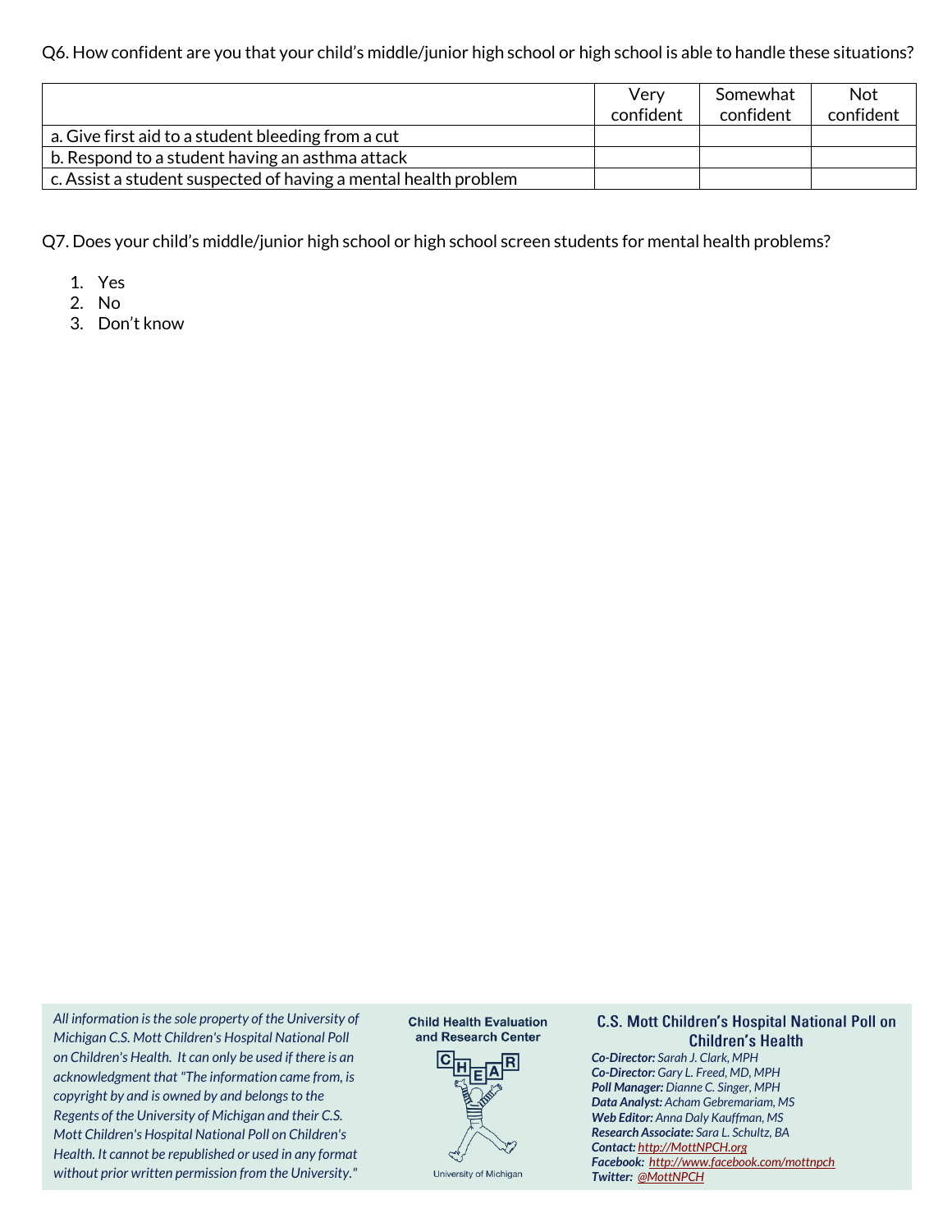Q6. How confident are you that your child's middle/junior high school or high school is able to handle these situations?

| | Very confident | Somewhat confident | Not confident |
|---|---|---|---|
| a. Give first aid to a student bleeding from a cut | | | |
| b. Respond to a student having an asthma attack | | | |
| c. Assist a student suspected of having a mental health problem | | | |

Q7. Does your child's middle/junior high school or high school screen students for mental health problems?

1. Yes
2. No
3. Don't know

*All information is the sole property of the University of Michigan C.S. Mott Children's Hospital National Poll on Children's Health. It can only be used if there is an acknowledgment that "The information came from, is copyright by and is owned by and belongs to the Regents of the University of Michigan and their C.S. Mott Children's Hospital National Poll on Children's Health. It cannot be republished or used in any format without prior written permission from the University."*

Child Health Evaluation and Research Center

CHEAR

University of Michigan

**C.S. Mott Children's Hospital National Poll on Children's Health**

***Co-Director:*** *Sarah J. Clark, MPH*
***Co-Director:*** *Gary L. Freed, MD, MPH*
***Poll Manager:*** *Dianne C. Singer, MPH*
***Data Analyst:*** *Acham Gebremariam, MS*
***Web Editor:*** *Anna Daly Kauffman, MS*
***Research Associate:*** *Sara L. Schultz, BA*
***Contact:*** *http://MottNPCH.org*
***Facebook:*** *http://www.facebook.com/mottnpch*
***Twitter:*** *@MottNPCH*